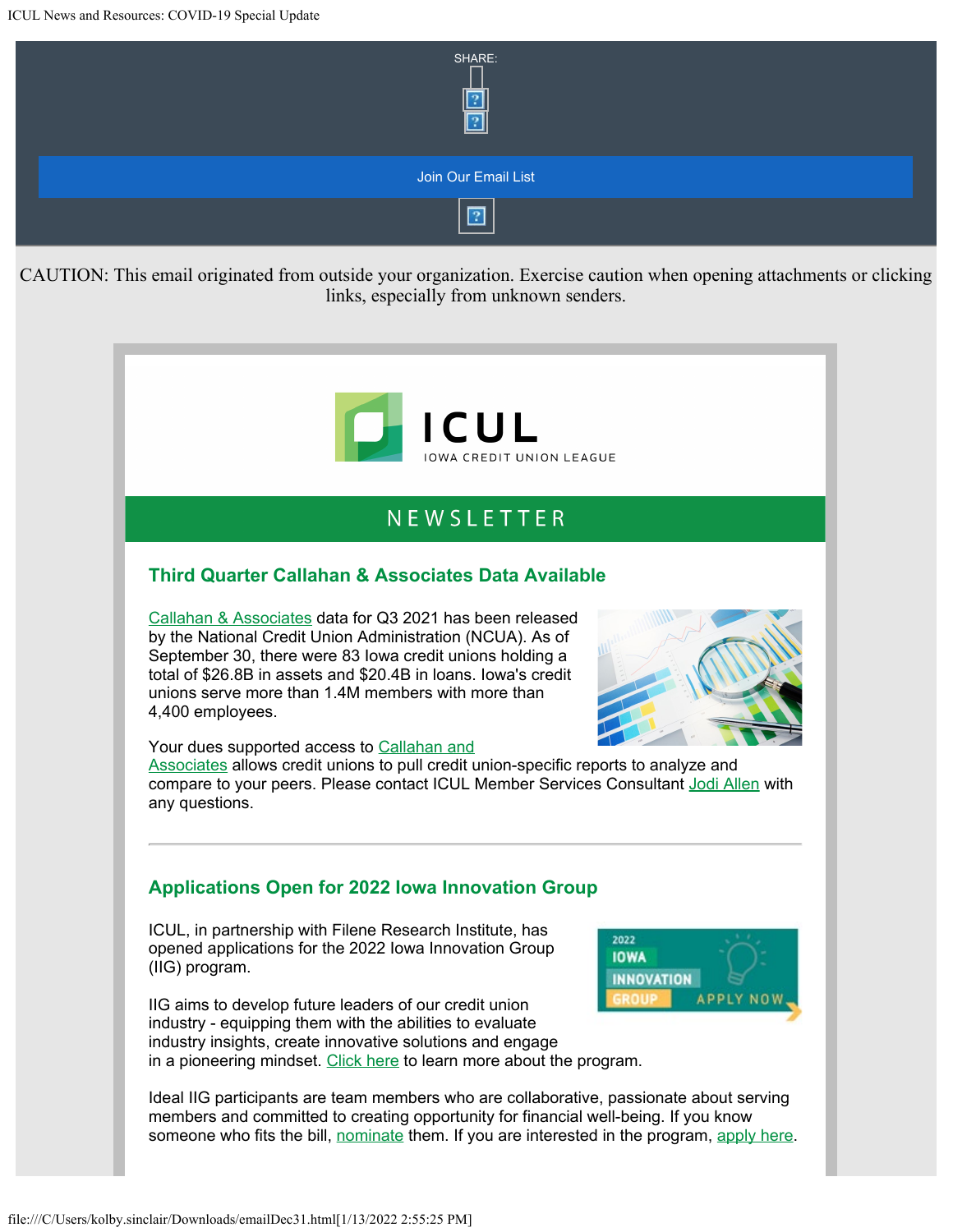SHARE:

Join Our Email List

CAUTION: This email originated from outside your organization. Exercise caution when opening attachments or clicking links, especially from unknown senders.

ICUL
IOWA CREDIT UNION LEAGUE

NEWSLETTER

## Third Quarter Callahan & Associates Data Available

Callahan & Associates data for Q3 2021 has been released by the National Credit Union Administration (NCUA). As of September 30, there were 83 Iowa credit unions holding a total of $26.8B in assets and $20.4B in loans. Iowa's credit unions serve more than 1.4M members with more than 4,400 employees.

Your dues supported access to Callahan and Associates allows credit unions to pull credit union-specific reports to analyze and compare to your peers. Please contact ICUL Member Services Consultant Jodi Allen with any questions.

---

## Applications Open for 2022 Iowa Innovation Group

ICUL, in partnership with Filene Research Institute, has opened applications for the 2022 Iowa Innovation Group (IIG) program.

IIG aims to develop future leaders of our credit union industry - equipping them with the abilities to evaluate industry insights, create innovative solutions and engage in a pioneering mindset. Click here to learn more about the program.

Ideal IIG participants are team members who are collaborative, passionate about serving members and committed to creating opportunity for financial well-being. If you know someone who fits the bill, nominate them. If you are interested in the program, apply here.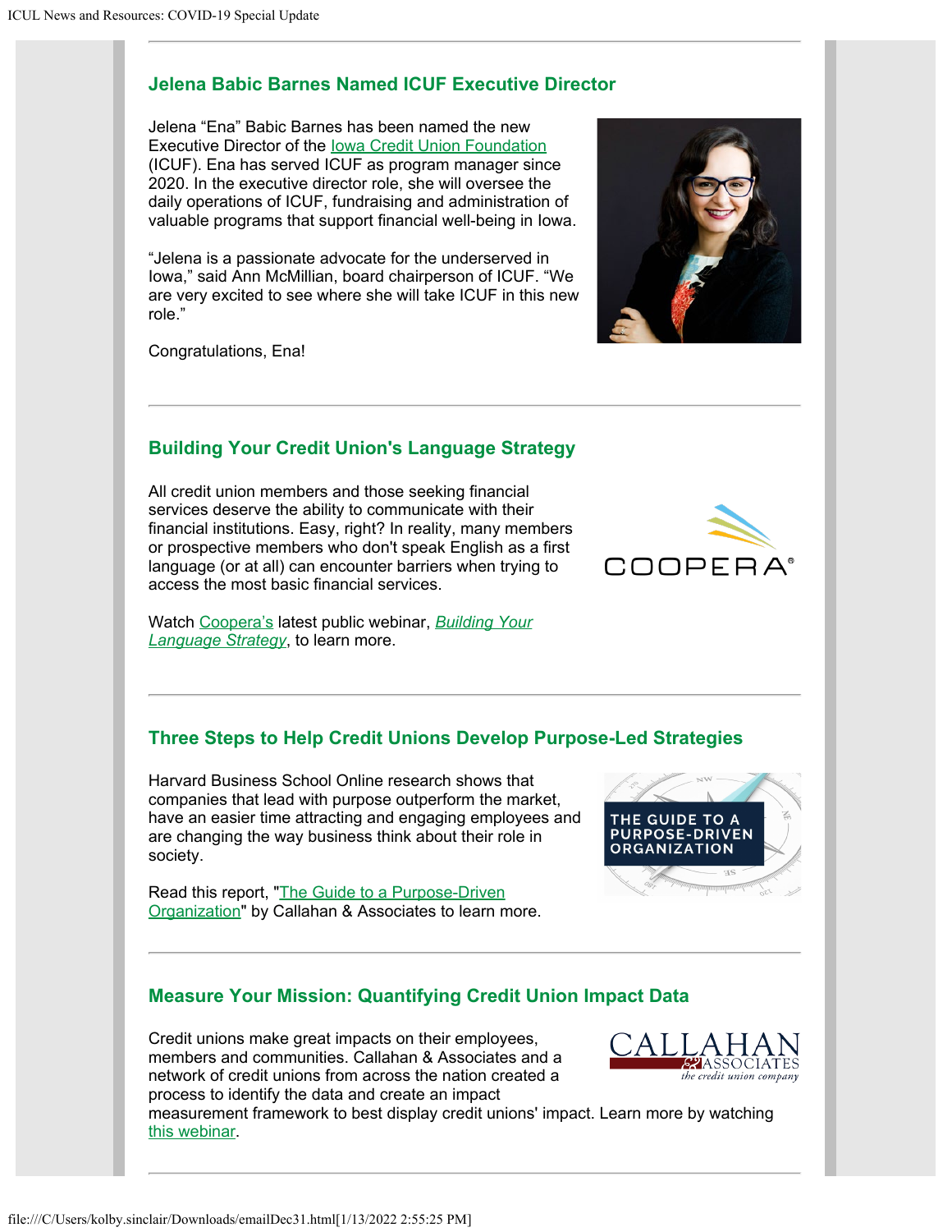## Jelena Babic Barnes Named ICUF Executive Director

Jelena "Ena" Babic Barnes has been named the new Executive Director of the Iowa Credit Union Foundation (ICUF). Ena has served ICUF as program manager since 2020. In the executive director role, she will oversee the daily operations of ICUF, fundraising and administration of valuable programs that support financial well-being in Iowa.

"Jelena is a passionate advocate for the underserved in Iowa," said Ann McMillian, board chairperson of ICUF. "We are very excited to see where she will take ICUF in this new role."

Congratulations, Ena!

## Building Your Credit Union's Language Strategy

All credit union members and those seeking financial services deserve the ability to communicate with their financial institutions. Easy, right? In reality, many members or prospective members who don't speak English as a first language (or at all) can encounter barriers when trying to access the most basic financial services.

Watch Coopera's latest public webinar, *Building Your Language Strategy*, to learn more.

## Three Steps to Help Credit Unions Develop Purpose-Led Strategies

Harvard Business School Online research shows that companies that lead with purpose outperform the market, have an easier time attracting and engaging employees and are changing the way business think about their role in society.

Read this report, "The Guide to a Purpose-Driven Organization" by Callahan & Associates to learn more.

## Measure Your Mission: Quantifying Credit Union Impact Data

Credit unions make great impacts on their employees, members and communities. Callahan & Associates and a network of credit unions from across the nation created a process to identify the data and create an impact measurement framework to best display credit unions' impact. Learn more by watching this webinar.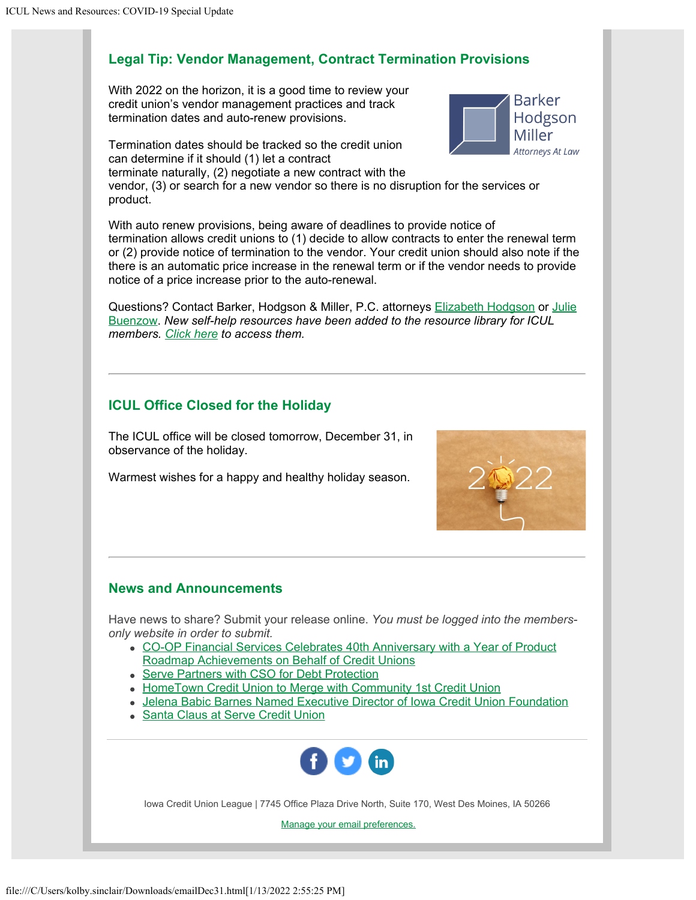## Legal Tip: Vendor Management, Contract Termination Provisions

With 2022 on the horizon, it is a good time to review your credit union's vendor management practices and track termination dates and auto-renew provisions.

Termination dates should be tracked so the credit union can determine if it should (1) let a contract terminate naturally, (2) negotiate a new contract with the vendor, (3) or search for a new vendor so there is no disruption for the services or product.

With auto renew provisions, being aware of deadlines to provide notice of termination allows credit unions to (1) decide to allow contracts to enter the renewal term or (2) provide notice of termination to the vendor. Your credit union should also note if the there is an automatic price increase in the renewal term or if the vendor needs to provide notice of a price increase prior to the auto-renewal.

Questions? Contact Barker, Hodgson & Miller, P.C. attorneys Elizabeth Hodgson or Julie Buenzow. *New self-help resources have been added to the resource library for ICUL members. Click here to access them.*

---

## ICUL Office Closed for the Holiday

The ICUL office will be closed tomorrow, December 31, in observance of the holiday.

Warmest wishes for a happy and healthy holiday season.

---

## News and Announcements

Have news to share? Submit your release online. *You must be logged into the members-only website in order to submit.*

- CO-OP Financial Services Celebrates 40th Anniversary with a Year of Product Roadmap Achievements on Behalf of Credit Unions
- Serve Partners with CSO for Debt Protection
- HomeTown Credit Union to Merge with Community 1st Credit Union
- Jelena Babic Barnes Named Executive Director of Iowa Credit Union Foundation
- Santa Claus at Serve Credit Union

Iowa Credit Union League | 7745 Office Plaza Drive North, Suite 170, West Des Moines, IA 50266

Manage your email preferences.